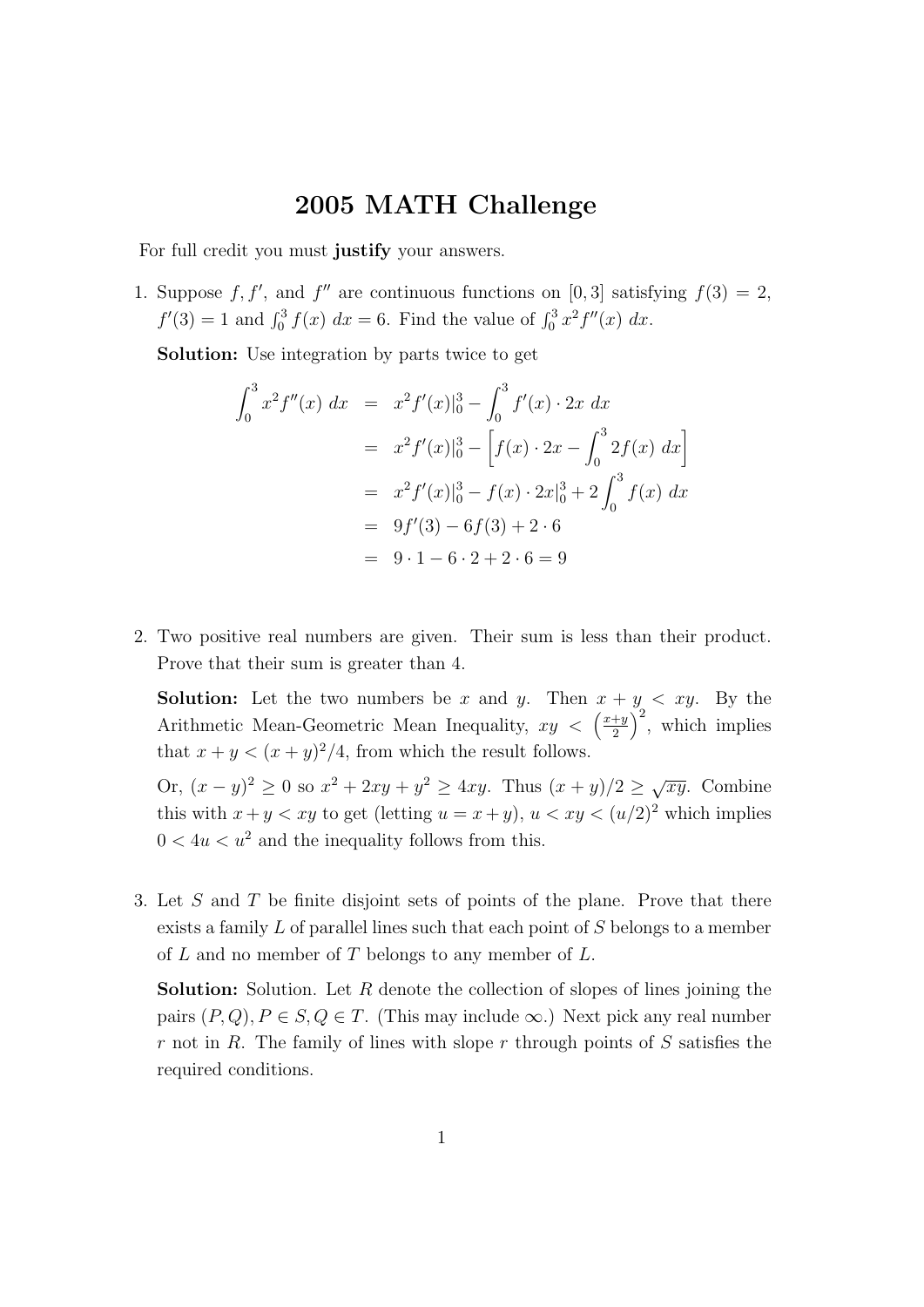# 2005 MATH Challenge

For full credit you must **justify** your answers.

1. Suppose $f, f'$, and $f''$ are continuous functions on $[0, 3]$ satisfying $f(3) = 2$, $f'(3) = 1$ and $\int_0^3 f(x)\,dx = 6$. Find the value of $\int_0^3 x^2 f''(x)\,dx$.

   **Solution:** Use integration by parts twice to get

$$
\begin{aligned}
\int_0^3 x^2 f''(x)\,dx &= x^2 f'(x)|_0^3 - \int_0^3 f'(x)\cdot 2x\,dx \\
&= x^2 f'(x)|_0^3 - \left[f(x)\cdot 2x - \int_0^3 2f(x)\,dx\right] \\
&= x^2 f'(x)|_0^3 - f(x)\cdot 2x|_0^3 + 2\int_0^3 f(x)\,dx \\
&= 9f'(3) - 6f(3) + 2\cdot 6 \\
&= 9\cdot 1 - 6\cdot 2 + 2\cdot 6 = 9
\end{aligned}
$$

2. Two positive real numbers are given. Their sum is less than their product. Prove that their sum is greater than 4.

   **Solution:** Let the two numbers be $x$ and $y$. Then $x + y < xy$. By the Arithmetic Mean-Geometric Mean Inequality, $xy < \left(\frac{x+y}{2}\right)^2$, which implies that $x + y < (x + y)^2/4$, from which the result follows.

   Or, $(x - y)^2 \geq 0$ so $x^2 + 2xy + y^2 \geq 4xy$. Thus $(x + y)/2 \geq \sqrt{xy}$. Combine this with $x + y < xy$ to get (letting $u = x + y$), $u < xy < (u/2)^2$ which implies $0 < 4u < u^2$ and the inequality follows from this.

3. Let $S$ and $T$ be finite disjoint sets of points of the plane. Prove that there exists a family $L$ of parallel lines such that each point of $S$ belongs to a member of $L$ and no member of $T$ belongs to any member of $L$.

   **Solution:** Solution. Let $R$ denote the collection of slopes of lines joining the pairs $(P, Q), P \in S, Q \in T$. (This may include $\infty$.) Next pick any real number $r$ not in $R$. The family of lines with slope $r$ through points of $S$ satisfies the required conditions.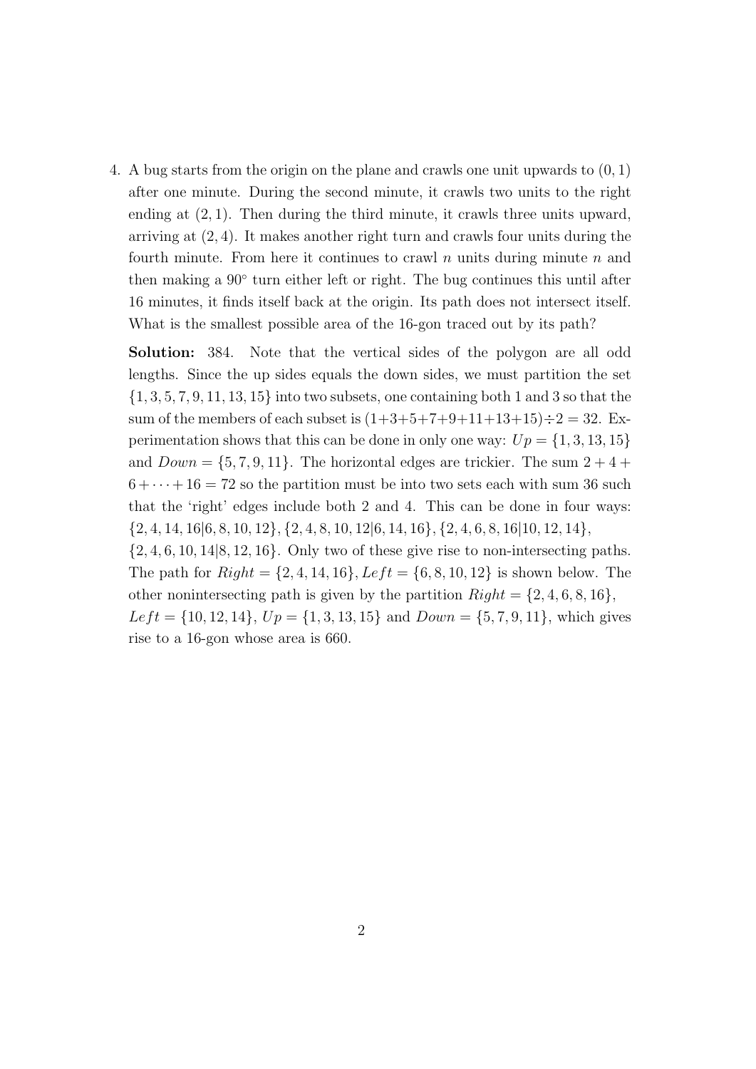4. A bug starts from the origin on the plane and crawls one unit upwards to $(0, 1)$ after one minute. During the second minute, it crawls two units to the right ending at $(2, 1)$. Then during the third minute, it crawls three units upward, arriving at $(2, 4)$. It makes another right turn and crawls four units during the fourth minute. From here it continues to crawl $n$ units during minute $n$ and then making a $90^\circ$ turn either left or right. The bug continues this until after 16 minutes, it finds itself back at the origin. Its path does not intersect itself. What is the smallest possible area of the 16-gon traced out by its path?

   **Solution:** 384. Note that the vertical sides of the polygon are all odd lengths. Since the up sides equals the down sides, we must partition the set $\{1, 3, 5, 7, 9, 11, 13, 15\}$ into two subsets, one containing both 1 and 3 so that the sum of the members of each subset is $(1+3+5+7+9+11+13+15) \div 2 = 32$. Experimentation shows that this can be done in only one way: $Up = \{1, 3, 13, 15\}$ and $Down = \{5, 7, 9, 11\}$. The horizontal edges are trickier. The sum $2 + 4 + 6 + \cdots + 16 = 72$ so the partition must be into two sets each with sum 36 such that the 'right' edges include both 2 and 4. This can be done in four ways: $\{2, 4, 14, 16|6, 8, 10, 12\}, \{2, 4, 8, 10, 12|6, 14, 16\}, \{2, 4, 6, 8, 16|10, 12, 14\}$, $\{2, 4, 6, 10, 14|8, 12, 16\}$. Only two of these give rise to non-intersecting paths. The path for $Right = \{2, 4, 14, 16\}, Left = \{6, 8, 10, 12\}$ is shown below. The other nonintersecting path is given by the partition $Right = \{2, 4, 6, 8, 16\}$, $Left = \{10, 12, 14\}$, $Up = \{1, 3, 13, 15\}$ and $Down = \{5, 7, 9, 11\}$, which gives rise to a 16-gon whose area is 660.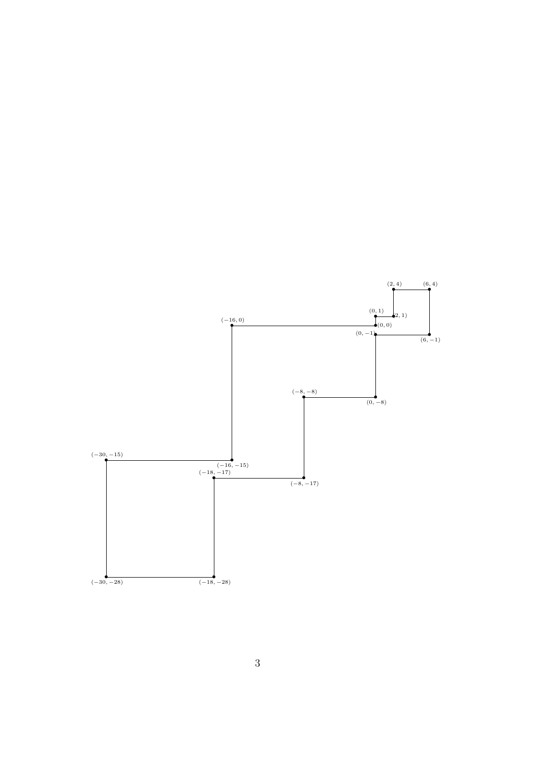$(2,4)$ $(6,4)$

$(0,1)$ $(2,1)$

$(-16,0)$ $(0,0)$

$(0,-1)$ $(6,-1)$

$(-8,-8)$ $(0,-8)$

$(-30,-15)$ $(-16,-15)$

$(-18,-17)$ $(-8,-17)$

$(-30,-28)$ $(-18,-28)$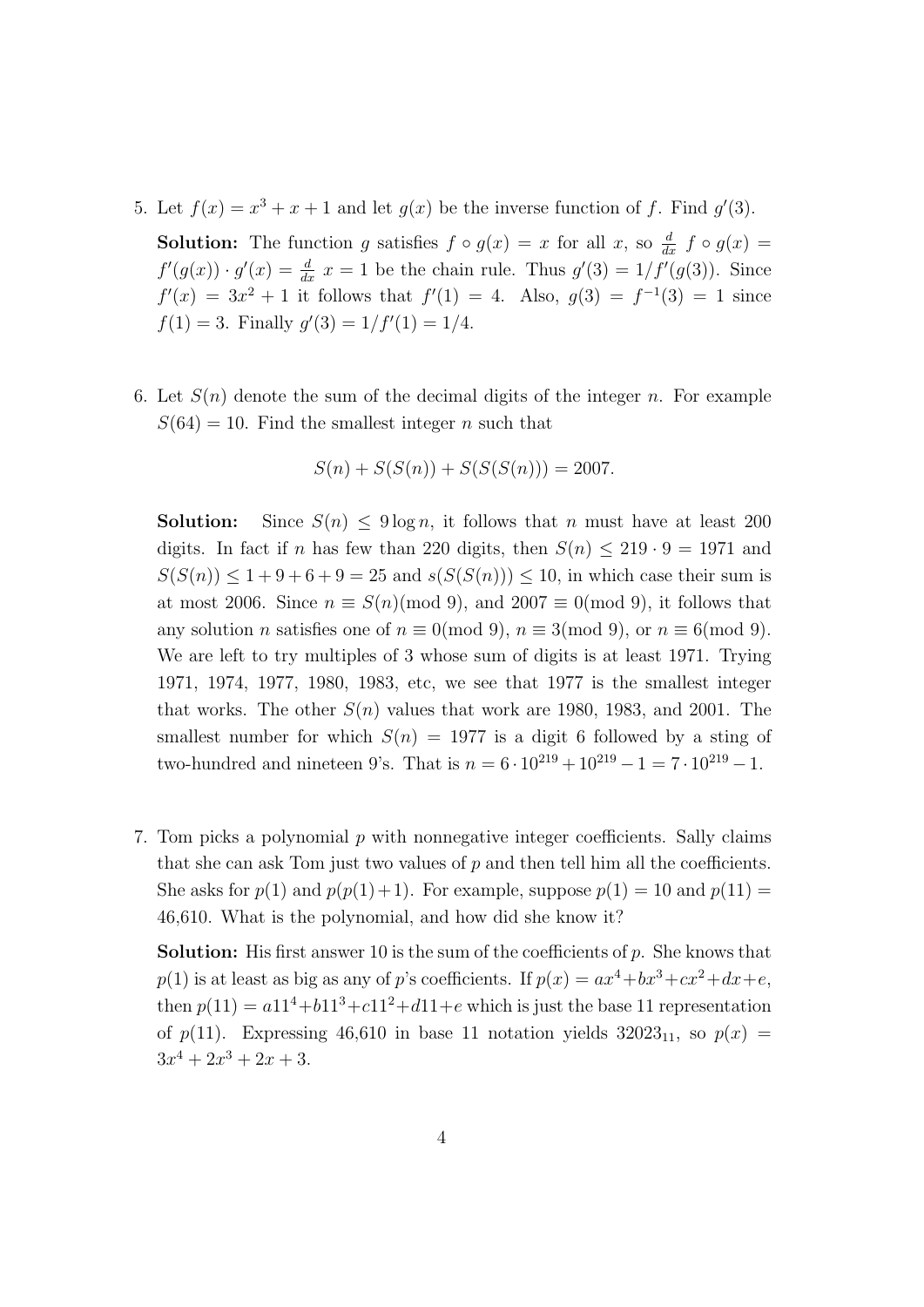5. Let $f(x) = x^3 + x + 1$ and let $g(x)$ be the inverse function of $f$. Find $g'(3)$.

   **Solution:** The function $g$ satisfies $f \circ g(x) = x$ for all $x$, so $\frac{d}{dx}\ f \circ g(x) = f'(g(x)) \cdot g'(x) = \frac{d}{dx}\ x = 1$ be the chain rule. Thus $g'(3) = 1/f'(g(3))$. Since $f'(x) = 3x^2 + 1$ it follows that $f'(1) = 4$. Also, $g(3) = f^{-1}(3) = 1$ since $f(1) = 3$. Finally $g'(3) = 1/f'(1) = 1/4$.

6. Let $S(n)$ denote the sum of the decimal digits of the integer $n$. For example $S(64) = 10$. Find the smallest integer $n$ such that

$$S(n) + S(S(n)) + S(S(S(n))) = 2007.$$

   **Solution:** Since $S(n) \leq 9 \log n$, it follows that $n$ must have at least 200 digits. In fact if $n$ has few than 220 digits, then $S(n) \leq 219 \cdot 9 = 1971$ and $S(S(n)) \leq 1 + 9 + 6 + 9 = 25$ and $s(S(S(n))) \leq 10$, in which case their sum is at most 2006. Since $n \equiv S(n)(\text{mod } 9)$, and $2007 \equiv 0(\text{mod } 9)$, it follows that any solution $n$ satisfies one of $n \equiv 0(\text{mod } 9)$, $n \equiv 3(\text{mod } 9)$, or $n \equiv 6(\text{mod } 9)$. We are left to try multiples of 3 whose sum of digits is at least 1971. Trying 1971, 1974, 1977, 1980, 1983, etc, we see that 1977 is the smallest integer that works. The other $S(n)$ values that work are 1980, 1983, and 2001. The smallest number for which $S(n) = 1977$ is a digit 6 followed by a sting of two-hundred and nineteen 9's. That is $n = 6 \cdot 10^{219} + 10^{219} - 1 = 7 \cdot 10^{219} - 1$.

7. Tom picks a polynomial $p$ with nonnegative integer coefficients. Sally claims that she can ask Tom just two values of $p$ and then tell him all the coefficients. She asks for $p(1)$ and $p(p(1)+1)$. For example, suppose $p(1) = 10$ and $p(11) = 46{,}610$. What is the polynomial, and how did she know it?

   **Solution:** His first answer 10 is the sum of the coefficients of $p$. She knows that $p(1)$ is at least as big as any of $p$'s coefficients. If $p(x) = ax^4 + bx^3 + cx^2 + dx + e$, then $p(11) = a11^4 + b11^3 + c11^2 + d11 + e$ which is just the base 11 representation of $p(11)$. Expressing 46,610 in base 11 notation yields $32023_{11}$, so $p(x) = 3x^4 + 2x^3 + 2x + 3$.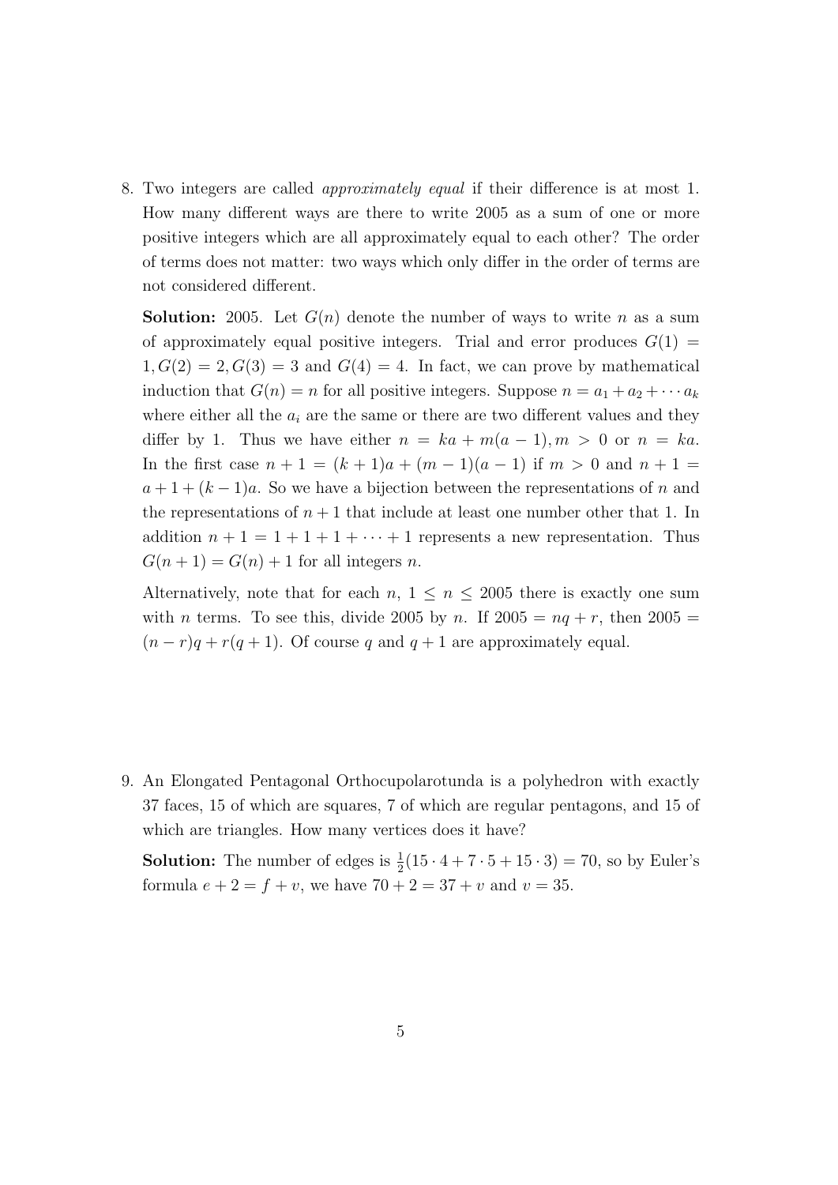8. Two integers are called *approximately equal* if their difference is at most 1. How many different ways are there to write 2005 as a sum of one or more positive integers which are all approximately equal to each other? The order of terms does not matter: two ways which only differ in the order of terms are not considered different.

 **Solution:** 2005. Let $G(n)$ denote the number of ways to write $n$ as a sum of approximately equal positive integers. Trial and error produces $G(1) = 1, G(2) = 2, G(3) = 3$ and $G(4) = 4$. In fact, we can prove by mathematical induction that $G(n) = n$ for all positive integers. Suppose $n = a_1 + a_2 + \cdots a_k$ where either all the $a_i$ are the same or there are two different values and they differ by 1. Thus we have either $n = ka + m(a-1), m > 0$ or $n = ka$. In the first case $n + 1 = (k+1)a + (m-1)(a-1)$ if $m > 0$ and $n + 1 = a + 1 + (k-1)a$. So we have a bijection between the representations of $n$ and the representations of $n+1$ that include at least one number other that 1. In addition $n + 1 = 1 + 1 + 1 + \cdots + 1$ represents a new representation. Thus $G(n+1) = G(n) + 1$ for all integers $n$.

 Alternatively, note that for each $n$, $1 \leq n \leq 2005$ there is exactly one sum with $n$ terms. To see this, divide 2005 by $n$. If $2005 = nq + r$, then $2005 = (n-r)q + r(q+1)$. Of course $q$ and $q+1$ are approximately equal.

9. An Elongated Pentagonal Orthocupolarotunda is a polyhedron with exactly 37 faces, 15 of which are squares, 7 of which are regular pentagons, and 15 of which are triangles. How many vertices does it have?

 **Solution:** The number of edges is $\frac{1}{2}(15 \cdot 4 + 7 \cdot 5 + 15 \cdot 3) = 70$, so by Euler's formula $e + 2 = f + v$, we have $70 + 2 = 37 + v$ and $v = 35$.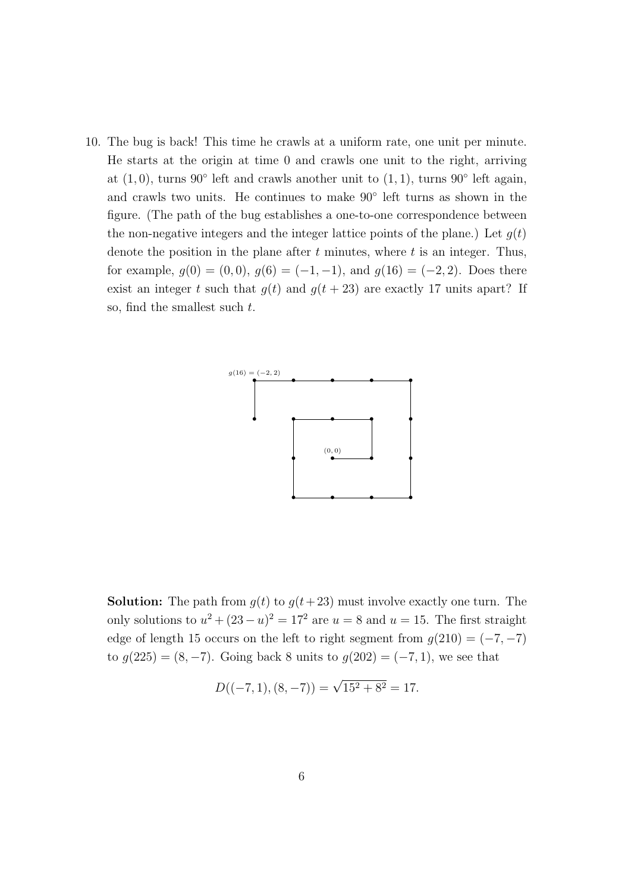10. The bug is back! This time he crawls at a uniform rate, one unit per minute. He starts at the origin at time 0 and crawls one unit to the right, arriving at $(1, 0)$, turns $90°$ left and crawls another unit to $(1, 1)$, turns $90°$ left again, and crawls two units. He continues to make $90°$ left turns as shown in the figure. (The path of the bug establishes a one-to-one correspondence between the non-negative integers and the integer lattice points of the plane.) Let $g(t)$ denote the position in the plane after $t$ minutes, where $t$ is an integer. Thus, for example, $g(0) = (0, 0)$, $g(6) = (-1, -1)$, and $g(16) = (-2, 2)$. Does there exist an integer $t$ such that $g(t)$ and $g(t + 23)$ are exactly 17 units apart? If so, find the smallest such $t$.

**Solution:** The path from $g(t)$ to $g(t+23)$ must involve exactly one turn. The only solutions to $u^2 + (23 - u)^2 = 17^2$ are $u = 8$ and $u = 15$. The first straight edge of length 15 occurs on the left to right segment from $g(210) = (-7, -7)$ to $g(225) = (8, -7)$. Going back 8 units to $g(202) = (-7, 1)$, we see that

$$D((-7, 1), (8, -7)) = \sqrt{15^2 + 8^2} = 17.$$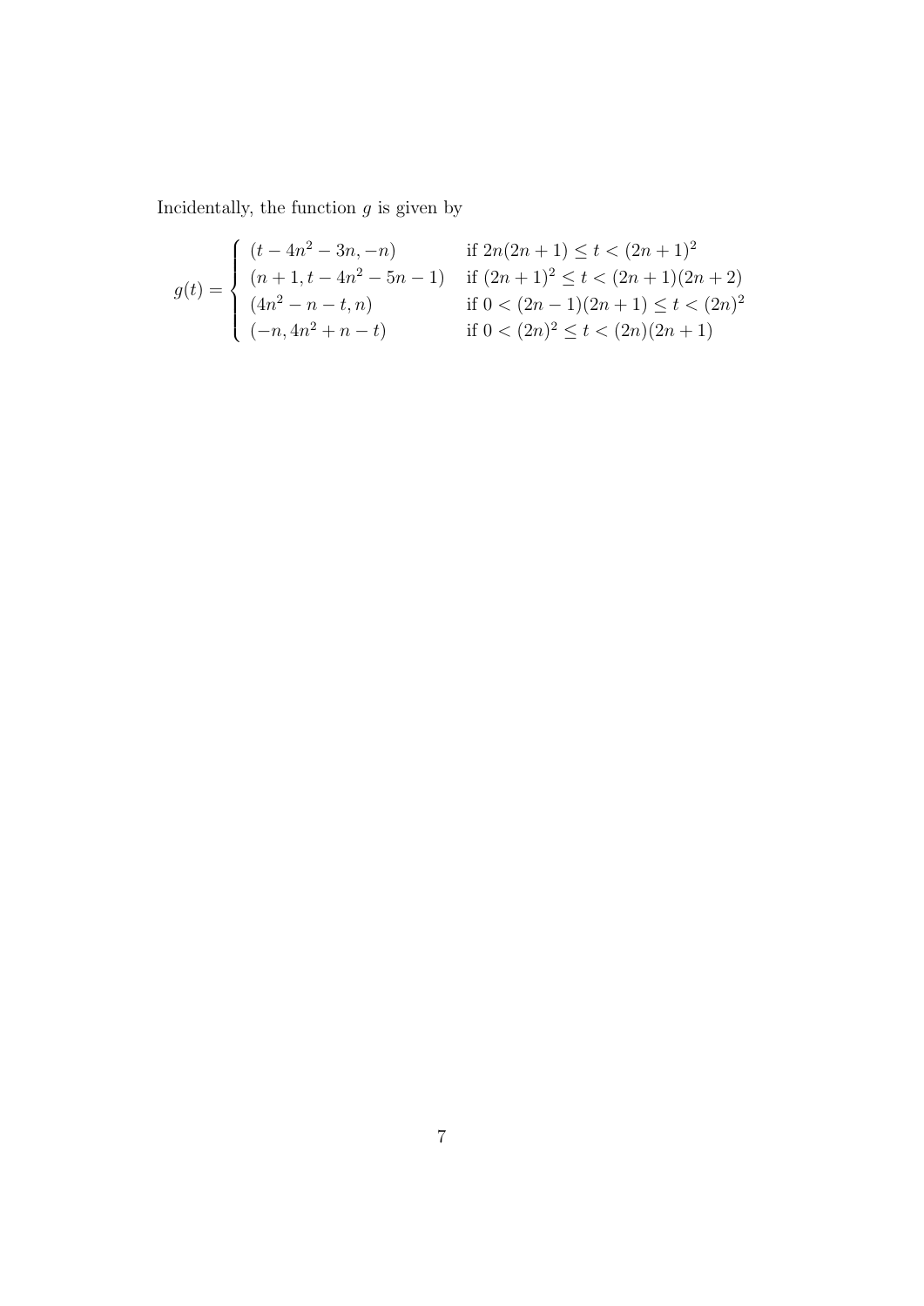Incidentally, the function $g$ is given by

$$
g(t) = \begin{cases} (t - 4n^2 - 3n, -n) & \text{if } 2n(2n+1) \leq t < (2n+1)^2 \\ (n+1, t - 4n^2 - 5n - 1) & \text{if } (2n+1)^2 \leq t < (2n+1)(2n+2) \\ (4n^2 - n - t, n) & \text{if } 0 < (2n-1)(2n+1) \leq t < (2n)^2 \\ (-n, 4n^2 + n - t) & \text{if } 0 < (2n)^2 \leq t < (2n)(2n+1) \end{cases}
$$